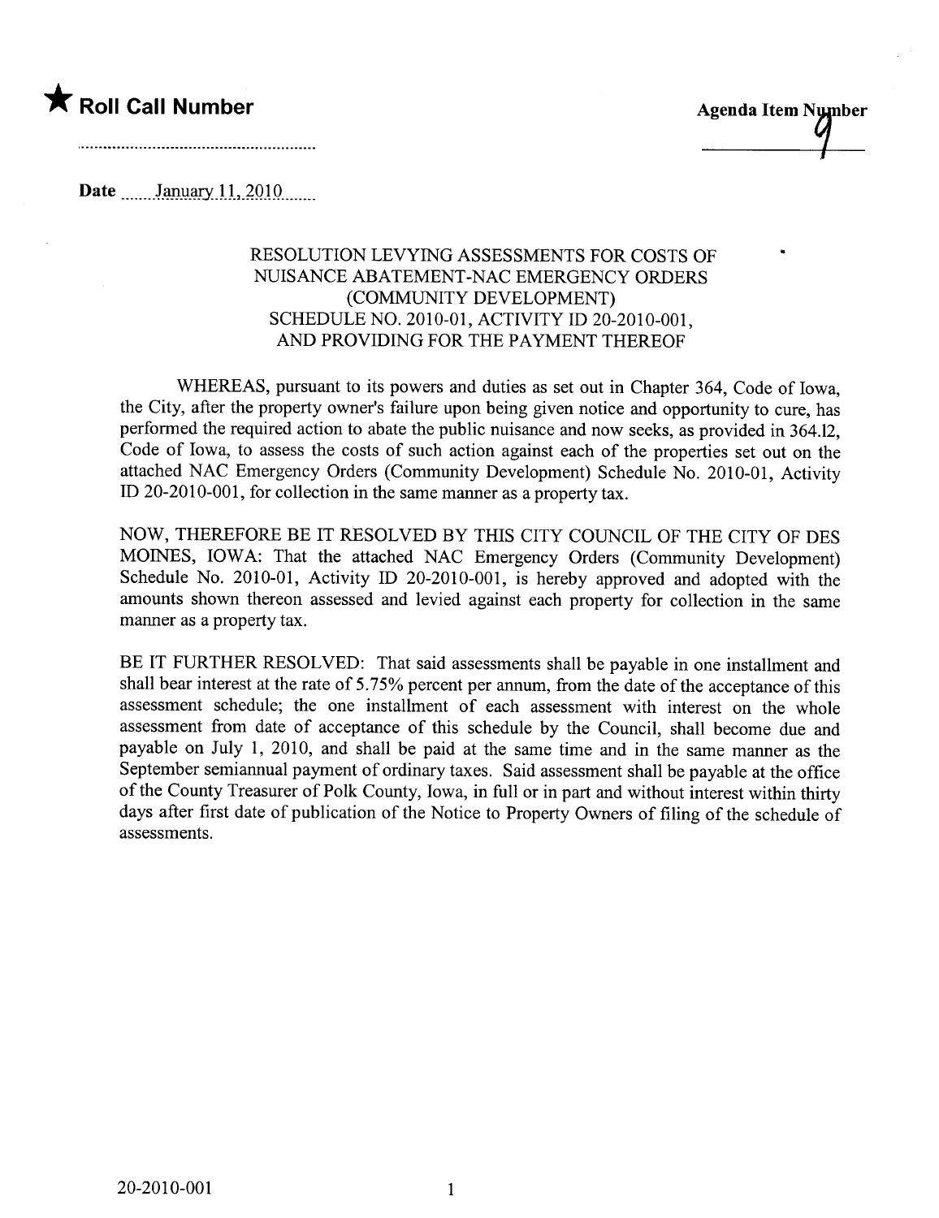★ **Roll Call Number**

.........................................................

**Agenda Item Number**

9

**Date** ......January 11, 2010......

RESOLUTION LEVYING ASSESSMENTS FOR COSTS OF NUISANCE ABATEMENT-NAC EMERGENCY ORDERS (COMMUNITY DEVELOPMENT) SCHEDULE NO. 2010-01, ACTIVITY ID 20-2010-001, AND PROVIDING FOR THE PAYMENT THEREOF

WHEREAS, pursuant to its powers and duties as set out in Chapter 364, Code of Iowa, the City, after the property owner's failure upon being given notice and opportunity to cure, has performed the required action to abate the public nuisance and now seeks, as provided in 364.12, Code of Iowa, to assess the costs of such action against each of the properties set out on the attached NAC Emergency Orders (Community Development) Schedule No. 2010-01, Activity ID 20-2010-001, for collection in the same manner as a property tax.

NOW, THEREFORE BE IT RESOLVED BY THIS CITY COUNCIL OF THE CITY OF DES MOINES, IOWA: That the attached NAC Emergency Orders (Community Development) Schedule No. 2010-01, Activity ID 20-2010-001, is hereby approved and adopted with the amounts shown thereon assessed and levied against each property for collection in the same manner as a property tax.

BE IT FURTHER RESOLVED: That said assessments shall be payable in one installment and shall bear interest at the rate of 5.75% percent per annum, from the date of the acceptance of this assessment schedule; the one installment of each assessment with interest on the whole assessment from date of acceptance of this schedule by the Council, shall become due and payable on July 1, 2010, and shall be paid at the same time and in the same manner as the September semiannual payment of ordinary taxes. Said assessment shall be payable at the office of the County Treasurer of Polk County, Iowa, in full or in part and without interest within thirty days after first date of publication of the Notice to Property Owners of filing of the schedule of assessments.

20-2010-001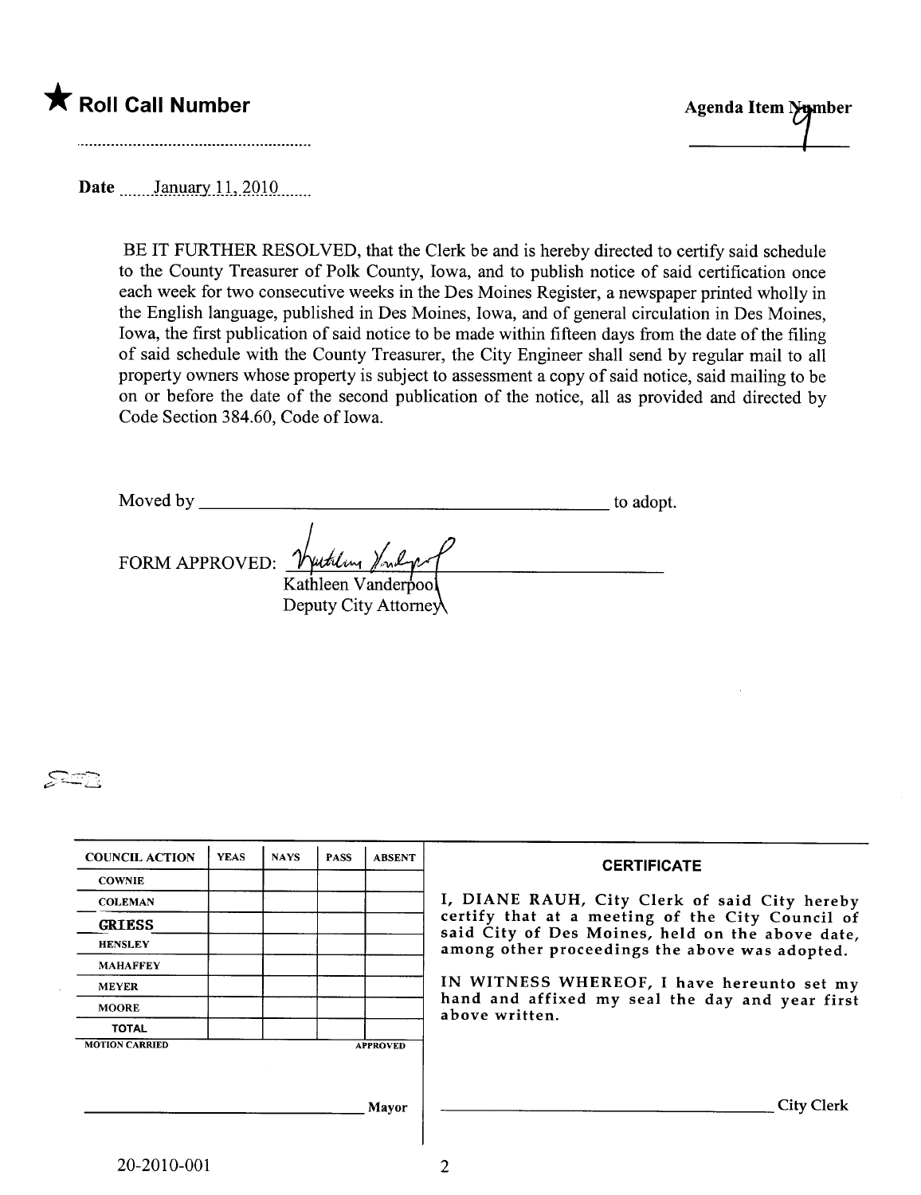★ **Roll Call Number**

..........................................................

**Agenda Item Number**

9

**Date** January 11, 2010

BE IT FURTHER RESOLVED, that the Clerk be and is hereby directed to certify said schedule to the County Treasurer of Polk County, Iowa, and to publish notice of said certification once each week for two consecutive weeks in the Des Moines Register, a newspaper printed wholly in the English language, published in Des Moines, Iowa, and of general circulation in Des Moines, Iowa, the first publication of said notice to be made within fifteen days from the date of the filing of said schedule with the County Treasurer, the City Engineer shall send by regular mail to all property owners whose property is subject to assessment a copy of said notice, said mailing to be on or before the date of the second publication of the notice, all as provided and directed by Code Section 384.60, Code of Iowa.

Moved by \_\_\_\_\_\_\_\_\_\_\_\_\_\_\_\_\_\_\_\_\_\_\_\_\_\_\_\_\_\_\_\_\_\_\_\_\_\_\_\_ to adopt.

FORM APPROVED: \_\_\_\_\_\_\_\_\_\_\_\_\_\_\_\_\_\_\_\_\_\_\_\_\_\_\_\_\_\_\_\_
Kathleen Vanderpool
Deputy City Attorney

| COUNCIL ACTION | YEAS | NAYS | PASS | ABSENT |
|---|---|---|---|---|
| COWNIE | | | | |
| COLEMAN | | | | |
| GRIESS | | | | |
| HENSLEY | | | | |
| MAHAFFEY | | | | |
| MEYER | | | | |
| MOORE | | | | |
| TOTAL | | | | |

MOTION CARRIED APPROVED

\_\_\_\_\_\_\_\_\_\_\_\_\_\_\_\_\_\_\_\_\_\_\_\_\_\_\_\_\_\_ Mayor

**CERTIFICATE**

I, DIANE RAUH, City Clerk of said City hereby certify that at a meeting of the City Council of said City of Des Moines, held on the above date, among other proceedings the above was adopted.

IN WITNESS WHEREOF, I have hereunto set my hand and affixed my seal the day and year first above written.

\_\_\_\_\_\_\_\_\_\_\_\_\_\_\_\_\_\_\_\_\_\_\_\_\_\_\_\_\_\_ City Clerk

20-2010-001